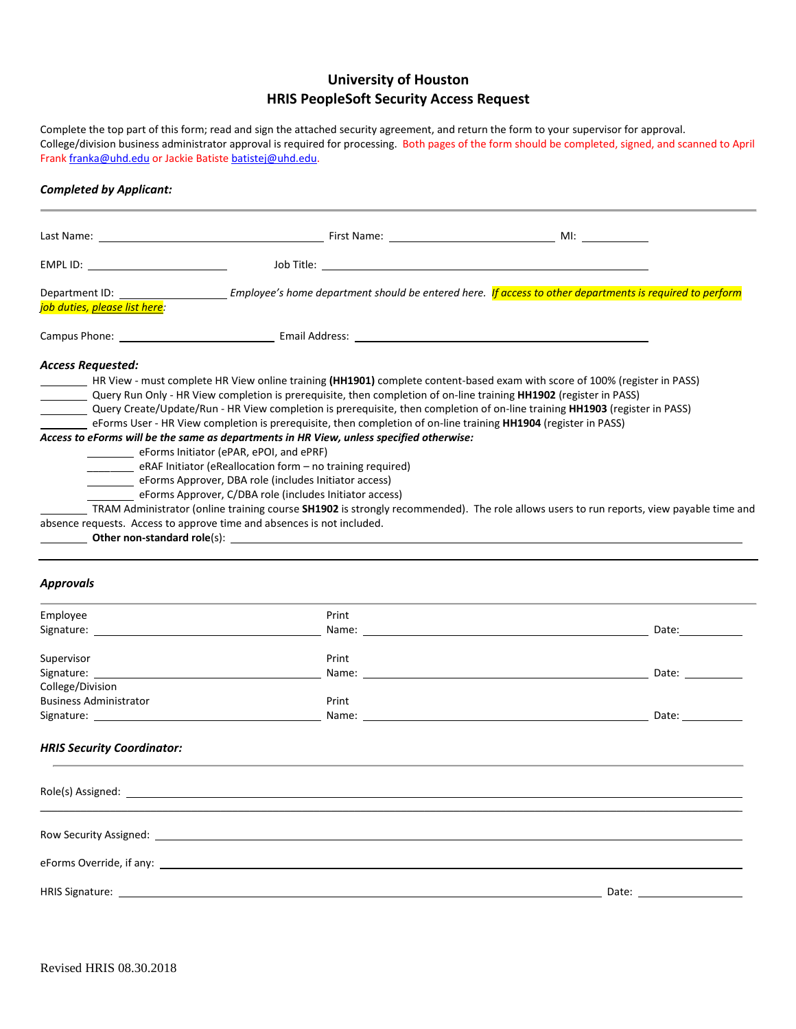# University of Houston
## HRIS PeopleSoft Security Access Request

Complete the top part of this form; read and sign the attached security agreement, and return the form to your supervisor for approval. College/division business administrator approval is required for processing. Both pages of the form should be completed, signed, and scanned to April Frank franka@uhd.edu or Jackie Batiste batistej@uhd.edu.

***Completed by Applicant:***

---

Last Name: ______________________ First Name: ____________________ MI: ________

EMPL ID: ____________________ Job Title: ____________________________________

Department ID: ______________ *Employee's home department should be entered here. If access to other departments is required to perform job duties, please list here:*

Campus Phone: ____________________ Email Address: ______________________________

***Access Requested:***

________ HR View - must complete HR View online training **(HH1901)** complete content-based exam with score of 100% (register in PASS)
________ Query Run Only - HR View completion is prerequisite, then completion of on-line training **HH1902** (register in PASS)
________ Query Create/Update/Run - HR View completion is prerequisite, then completion of on-line training **HH1903** (register in PASS)
________ eForms User - HR View completion is prerequisite, then completion of on-line training **HH1904** (register in PASS)

***Access to eForms will be the same as departments in HR View, unless specified otherwise:***

________ eForms Initiator (ePAR, ePOI, and ePRF)
________ eRAF Initiator (eReallocation form – no training required)
________ eForms Approver, DBA role (includes Initiator access)
________ eForms Approver, C/DBA role (includes Initiator access)

________ TRAM Administrator (online training course **SH1902** is strongly recommended). The role allows users to run reports, view payable time and absence requests. Access to approve time and absences is not included.
________ **Other non-standard role**(s): ____________________________________________

---

***Approvals***

---

Employee Signature: ______________________ Print Name: ______________________ Date: __________

Supervisor Signature: ______________________ Print Name: ______________________ Date: __________

College/Division Business Administrator Signature: ______________________ Print Name: ______________________ Date: __________

***HRIS Security Coordinator:***

---

Role(s) Assigned: ____________________________________________________________

______________________________________________________________________________

Row Security Assigned: _______________________________________________________

eForms Override, if any: _____________________________________________________

HRIS Signature: ______________________________________________ Date: ______________

Revised HRIS 08.30.2018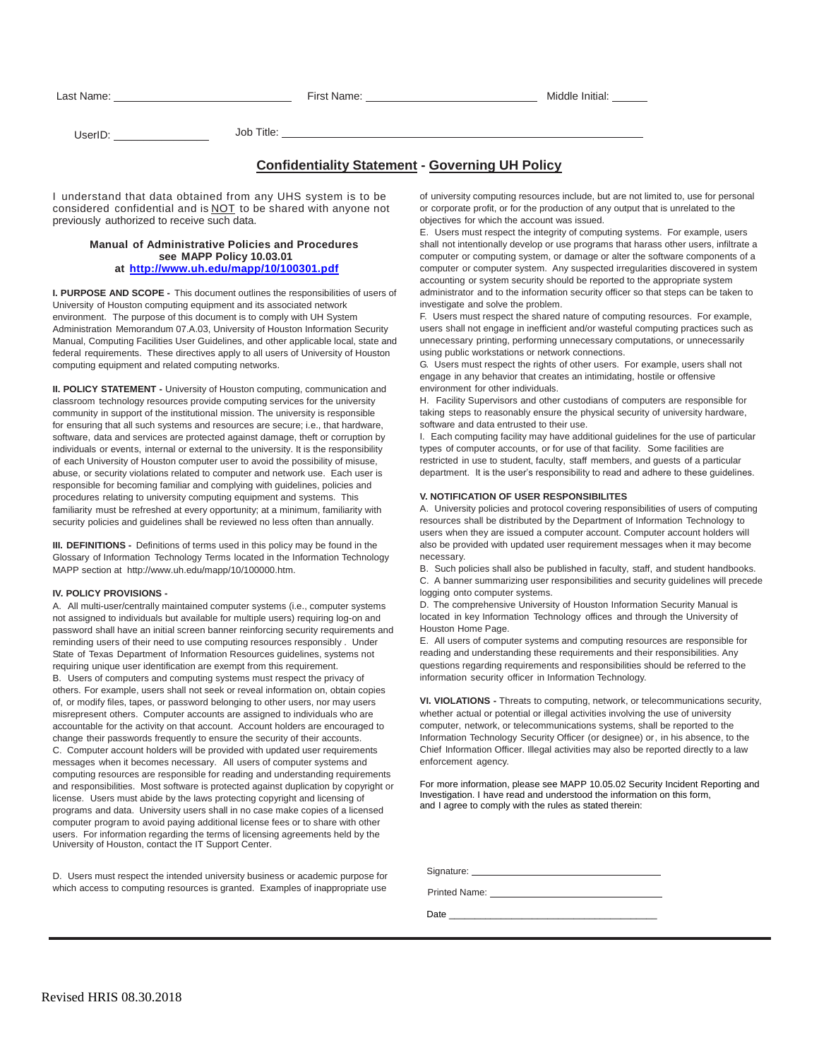Last Name: ______________________ First Name: ______________________ Middle Initial: _____

UserID: ______________ Job Title: ______________________________________________

## Confidentiality Statement - Governing UH Policy

I understand that data obtained from any UHS system is to be considered confidential and is NOT to be shared with anyone not previously authorized to receive such data.

**Manual of Administrative Policies and Procedures see MAPP Policy 10.03.01 at [http://www.uh.edu/mapp/10/100301.pdf](http://www.uh.edu/mapp/10/100301.pdf)**

**I. PURPOSE AND SCOPE -** This document outlines the responsibilities of users of University of Houston computing equipment and its associated network environment. The purpose of this document is to comply with UH System Administration Memorandum 07.A.03, University of Houston Information Security Manual, Computing Facilities User Guidelines, and other applicable local, state and federal requirements. These directives apply to all users of University of Houston computing equipment and related computing networks.

**II. POLICY STATEMENT -** University of Houston computing, communication and classroom technology resources provide computing services for the university community in support of the institutional mission. The university is responsible for ensuring that all such systems and resources are secure; i.e., that hardware, software, data and services are protected against damage, theft or corruption by individuals or events, internal or external to the university. It is the responsibility of each University of Houston computer user to avoid the possibility of misuse, abuse, or security violations related to computer and network use. Each user is responsible for becoming familiar and complying with guidelines, policies and procedures relating to university computing equipment and systems. This familiarity must be refreshed at every opportunity; at a minimum, familiarity with security policies and guidelines shall be reviewed no less often than annually.

**III. DEFINITIONS -** Definitions of terms used in this policy may be found in the Glossary of Information Technology Terms located in the Information Technology MAPP section at http://www.uh.edu/mapp/10/100000.htm.

**IV. POLICY PROVISIONS -**

A. All multi-user/centrally maintained computer systems (i.e., computer systems not assigned to individuals but available for multiple users) requiring log-on and password shall have an initial screen banner reinforcing security requirements and reminding users of their need to use computing resources responsibly . Under State of Texas Department of Information Resources guidelines, systems not requiring unique user identification are exempt from this requirement.

B. Users of computers and computing systems must respect the privacy of others. For example, users shall not seek or reveal information on, obtain copies of, or modify files, tapes, or password belonging to other users, nor may users misrepresent others. Computer accounts are assigned to individuals who are accountable for the activity on that account. Account holders are encouraged to change their passwords frequently to ensure the security of their accounts.

C. Computer account holders will be provided with updated user requirements messages when it becomes necessary. All users of computer systems and computing resources are responsible for reading and understanding requirements and responsibilities. Most software is protected against duplication by copyright or license. Users must abide by the laws protecting copyright and licensing of programs and data. University users shall in no case make copies of a licensed computer program to avoid paying additional license fees or to share with other users. For information regarding the terms of licensing agreements held by the University of Houston, contact the IT Support Center.

D. Users must respect the intended university business or academic purpose for which access to computing resources is granted. Examples of inappropriate use of university computing resources include, but are not limited to, use for personal or corporate profit, or for the production of any output that is unrelated to the objectives for which the account was issued.

E. Users must respect the integrity of computing systems. For example, users shall not intentionally develop or use programs that harass other users, infiltrate a computer or computing system, or damage or alter the software components of a computer or computer system. Any suspected irregularities discovered in system accounting or system security should be reported to the appropriate system administrator and to the information security officer so that steps can be taken to investigate and solve the problem.

F. Users must respect the shared nature of computing resources. For example, users shall not engage in inefficient and/or wasteful computing practices such as unnecessary printing, performing unnecessary computations, or unnecessarily using public workstations or network connections.

G. Users must respect the rights of other users. For example, users shall not engage in any behavior that creates an intimidating, hostile or offensive environment for other individuals.

H. Facility Supervisors and other custodians of computers are responsible for taking steps to reasonably ensure the physical security of university hardware, software and data entrusted to their use.

I. Each computing facility may have additional guidelines for the use of particular types of computer accounts, or for use of that facility. Some facilities are restricted in use to student, faculty, staff members, and guests of a particular department. It is the user's responsibility to read and adhere to these guidelines.

**V. NOTIFICATION OF USER RESPONSIBILITES**

A. University policies and protocol covering responsibilities of users of computing resources shall be distributed by the Department of Information Technology to users when they are issued a computer account. Computer account holders will also be provided with updated user requirement messages when it may become necessary.

B. Such policies shall also be published in faculty, staff, and student handbooks.

C. A banner summarizing user responsibilities and security guidelines will precede logging onto computer systems.

D. The comprehensive University of Houston Information Security Manual is located in key Information Technology offices and through the University of Houston Home Page.

E. All users of computer systems and computing resources are responsible for reading and understanding these requirements and their responsibilities. Any questions regarding requirements and responsibilities should be referred to the information security officer in Information Technology.

**VI. VIOLATIONS -** Threats to computing, network, or telecommunications security, whether actual or potential or illegal activities involving the use of university computer, network, or telecommunications systems, shall be reported to the Information Technology Security Officer (or designee) or, in his absence, to the Chief Information Officer. Illegal activities may also be reported directly to a law enforcement agency.

For more information, please see MAPP 10.05.02 Security Incident Reporting and Investigation. I have read and understood the information on this form, and I agree to comply with the rules as stated therein:

Signature: ______________________________

Printed Name: ______________________________

Date ______________________________

Revised HRIS 08.30.2018